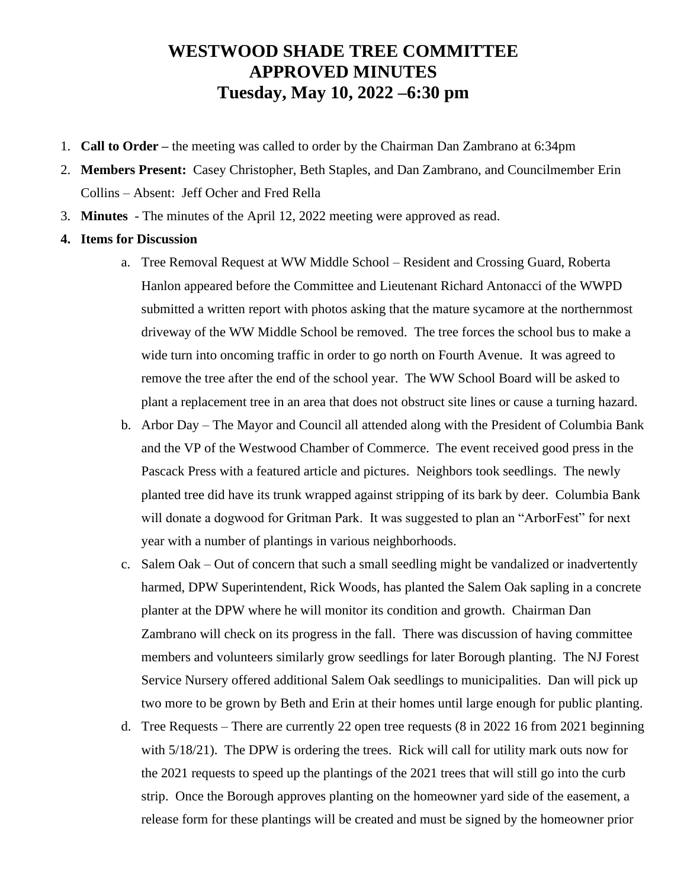# WESTWOOD SHADE TREE COMMITTEE
# APPROVED MINUTES
# Tuesday, May 10, 2022 –6:30 pm

1. **Call to Order –** the meeting was called to order by the Chairman Dan Zambrano at 6:34pm
2. **Members Present:** Casey Christopher, Beth Staples, and Dan Zambrano, and Councilmember Erin Collins – Absent: Jeff Ocher and Fred Rella
3. **Minutes** - The minutes of the April 12, 2022 meeting were approved as read.
4. **Items for Discussion**
   a. Tree Removal Request at WW Middle School – Resident and Crossing Guard, Roberta Hanlon appeared before the Committee and Lieutenant Richard Antonacci of the WWPD submitted a written report with photos asking that the mature sycamore at the northernmost driveway of the WW Middle School be removed. The tree forces the school bus to make a wide turn into oncoming traffic in order to go north on Fourth Avenue. It was agreed to remove the tree after the end of the school year. The WW School Board will be asked to plant a replacement tree in an area that does not obstruct site lines or cause a turning hazard.
   b. Arbor Day – The Mayor and Council all attended along with the President of Columbia Bank and the VP of the Westwood Chamber of Commerce. The event received good press in the Pascack Press with a featured article and pictures. Neighbors took seedlings. The newly planted tree did have its trunk wrapped against stripping of its bark by deer. Columbia Bank will donate a dogwood for Gritman Park. It was suggested to plan an "ArborFest" for next year with a number of plantings in various neighborhoods.
   c. Salem Oak – Out of concern that such a small seedling might be vandalized or inadvertently harmed, DPW Superintendent, Rick Woods, has planted the Salem Oak sapling in a concrete planter at the DPW where he will monitor its condition and growth. Chairman Dan Zambrano will check on its progress in the fall. There was discussion of having committee members and volunteers similarly grow seedlings for later Borough planting. The NJ Forest Service Nursery offered additional Salem Oak seedlings to municipalities. Dan will pick up two more to be grown by Beth and Erin at their homes until large enough for public planting.
   d. Tree Requests – There are currently 22 open tree requests (8 in 2022 16 from 2021 beginning with 5/18/21). The DPW is ordering the trees. Rick will call for utility mark outs now for the 2021 requests to speed up the plantings of the 2021 trees that will still go into the curb strip. Once the Borough approves planting on the homeowner yard side of the easement, a release form for these plantings will be created and must be signed by the homeowner prior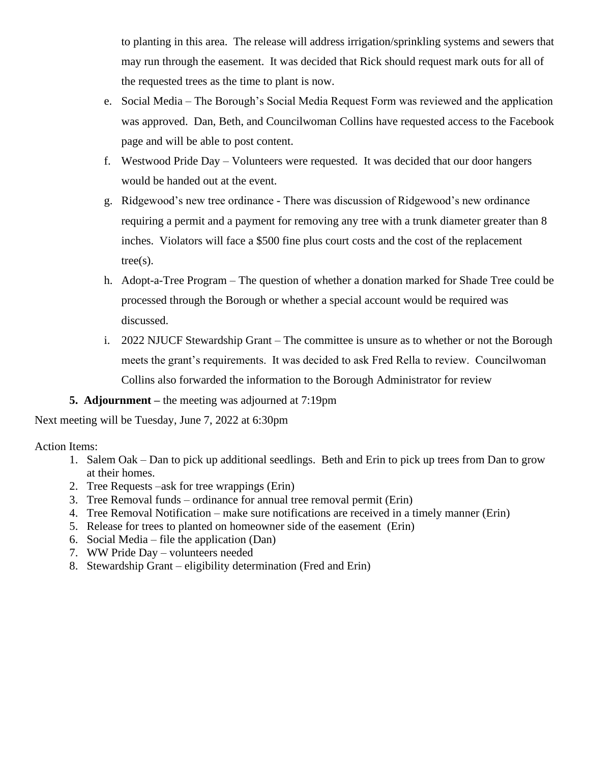to planting in this area. The release will address irrigation/sprinkling systems and sewers that may run through the easement. It was decided that Rick should request mark outs for all of the requested trees as the time to plant is now.

e. Social Media – The Borough's Social Media Request Form was reviewed and the application was approved. Dan, Beth, and Councilwoman Collins have requested access to the Facebook page and will be able to post content.

f. Westwood Pride Day – Volunteers were requested. It was decided that our door hangers would be handed out at the event.

g. Ridgewood's new tree ordinance - There was discussion of Ridgewood's new ordinance requiring a permit and a payment for removing any tree with a trunk diameter greater than 8 inches. Violators will face a $500 fine plus court costs and the cost of the replacement tree(s).

h. Adopt-a-Tree Program – The question of whether a donation marked for Shade Tree could be processed through the Borough or whether a special account would be required was discussed.

i. 2022 NJUCF Stewardship Grant – The committee is unsure as to whether or not the Borough meets the grant's requirements. It was decided to ask Fred Rella to review. Councilwoman Collins also forwarded the information to the Borough Administrator for review

**5. Adjournment –** the meeting was adjourned at 7:19pm

Next meeting will be Tuesday, June 7, 2022 at 6:30pm

Action Items:

1. Salem Oak – Dan to pick up additional seedlings. Beth and Erin to pick up trees from Dan to grow at their homes.
2. Tree Requests –ask for tree wrappings (Erin)
3. Tree Removal funds – ordinance for annual tree removal permit (Erin)
4. Tree Removal Notification – make sure notifications are received in a timely manner (Erin)
5. Release for trees to planted on homeowner side of the easement (Erin)
6. Social Media – file the application (Dan)
7. WW Pride Day – volunteers needed
8. Stewardship Grant – eligibility determination (Fred and Erin)